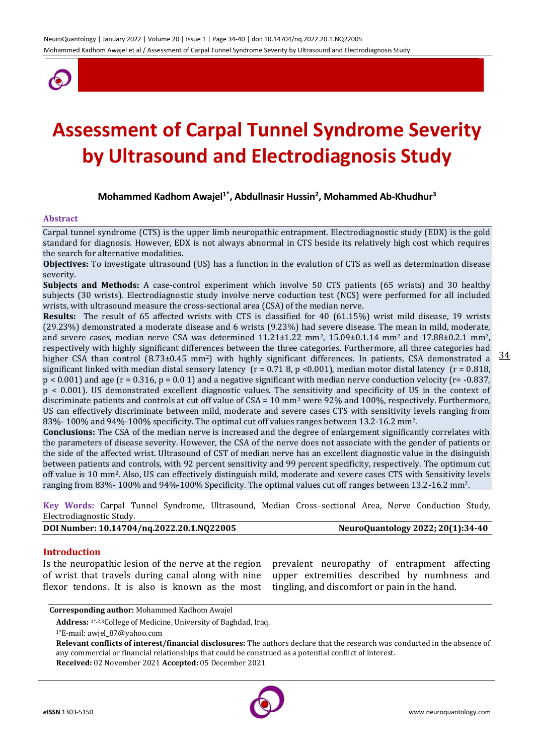# Assessment of Carpal Tunnel Syndrome Severity by Ultrasound and Electrodiagnosis Study

**Mohammed Kadhom Awajel[1*], Abdullnasir Hussin[2], Mohammed Ab-Khudhur[3]**

### Abstract

Carpal tunnel syndrome (CTS) is the upper limb neuropathic entrapment. Electrodiagnostic study (EDX) is the gold standard for diagnosis. However, EDX is not always abnormal in CTS beside its relatively high cost which requires the search for alternative modalities.

**Objectives:** To investigate ultrasound (US) has a function in the evalution of CTS as well as determination disease severity.

**Subjects and Methods:** A case-control experiment which involve 50 CTS patients (65 wrists) and 30 healthy subjects (30 wrists). Electrodiagnostic study involve nerve coduction test (NCS) were performed for all included wrists, with ultrasound measure the cross-sectional area (CSA) of the median nerve.

**Results:** The result of 65 affected wrists with CTS is classified for 40 (61.15%) wrist mild disease, 19 wrists (29.23%) demonstrated a moderate disease and 6 wrists (9.23%) had severe disease. The mean in mild, moderate, and severe cases, median nerve CSA was determined 11.21±1.22 mm$^2$, 15.09±0.1.14 mm$^2$ and 17.88±0.2.1 mm$^2$, respectively with highly significant differences between the three categories. Furthermore, all three categories had higher CSA than control (8.73±0.45 mm$^2$) with highly significant differences. In patients, CSA demonstrated a significant linked with median distal sensory latency ($r = 0.71\ 8$, $p <0.001$), median motor distal latency ($r = 0.818$, $p < 0.001$) and age ($r = 0.316$, $p = 0.0\ 1$) and a negative significant with median nerve conduction velocity ($r= -0.837$, $p < 0.001$). US demonstrated excellent diagnostic values. The sensitivity and specificity of US in the context of discriminate patients and controls at cut off value of CSA = 10 mm$^2$ were 92% and 100%, respectively. Furthermore, US can effectively discriminate between mild, moderate and severe cases CTS with sensitivity levels ranging from 83%- 100% and 94%-100% specificity. The optimal cut off values ranges between 13.2-16.2 mm$^2$.

**Conclusions:** The CSA of the median nerve is increased and the degree of enlargement significantly correlates with the parameters of disease severity. However, the CSA of the nerve does not associate with the gender of patients or the side of the affected wrist. Ultrasound of CST of median nerve has an excellent diagnostic value in the disinguish between patients and controls, with 92 percent sensitivity and 99 percent specificity, respectively. The optimum cut off value is 10 mm$^2$. Also, US can effectively distinguish mild, moderate and severe cases CTS with Sensitivity levels ranging from 83%- 100% and 94%-100% Specificity. The optimal values cut off ranges between 13.2-16.2 mm$^2$.

**Key Words:** Carpal Tunnel Syndrome, Ultrasound, Median Cross–sectional Area, Nerve Conduction Study, Electrodiagnostic Study.

**DOI Number: 10.14704/nq.2022.20.1.NQ22005** **NeuroQuantology 2022; 20(1):34-40**

## Introduction

Is the neuropathic lesion of the nerve at the region of wrist that travels during canal along with nine flexor tendons. It is also is known as the most prevalent neuropathy of entrapment affecting upper extremities described by numbness and tingling, and discomfort or pain in the hand.

**Corresponding author:** Mohammed Kadhom Awajel

**Address:** [1*,2,3]College of Medicine, University of Baghdad, Iraq.

[1*]E-mail: awjel_87@yahoo.com

**Relevant conflicts of interest/financial disclosures:** The authors declare that the research was conducted in the absence of any commercial or financial relationships that could be construed as a potential conflict of interest.

**Received:** 02 November 2021 **Accepted:** 05 December 2021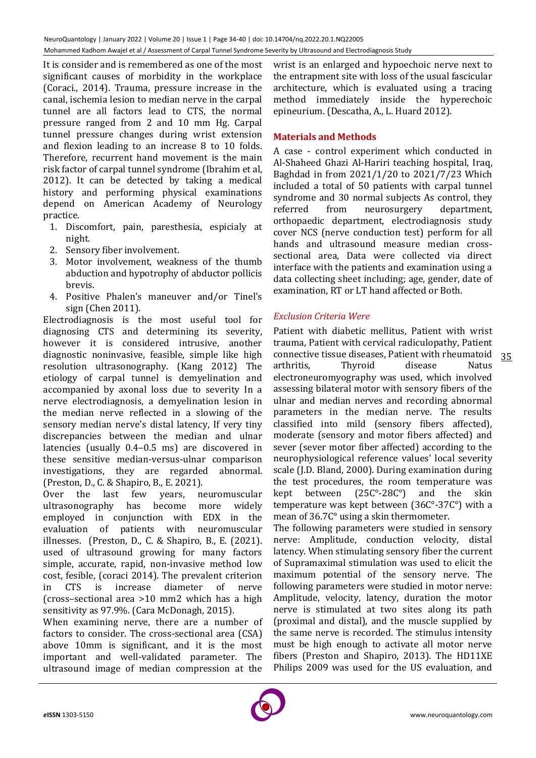It is consider and is remembered as one of the most significant causes of morbidity in the workplace (Coraci., 2014). Trauma, pressure increase in the canal, ischemia lesion to median nerve in the carpal tunnel are all factors lead to CTS, the normal pressure ranged from 2 and 10 mm Hg. Carpal tunnel pressure changes during wrist extension and flexion leading to an increase 8 to 10 folds. Therefore, recurrent hand movement is the main risk factor of carpal tunnel syndrome (Ibrahim et al, 2012). It can be detected by taking a medical history and performing physical examinations depend on American Academy of Neurology practice.

1. Discomfort, pain, paresthesia, espicialy at night.
2. Sensory fiber involvement.
3. Motor involvement, weakness of the thumb abduction and hypotrophy of abductor pollicis brevis.
4. Positive Phalen's maneuver and/or Tinel's sign (Chen 2011).

Electrodiagnosis is the most useful tool for diagnosing CTS and determining its severity, however it is considered intrusive, another diagnostic noninvasive, feasible, simple like high resolution ultrasonography. (Kang 2012) The etiology of carpal tunnel is demyelination and accompanied by axonal loss due to severity In a nerve electrodiagnosis, a demyelination lesion in the median nerve reflected in a slowing of the sensory median nerve's distal latency, If very tiny discrepancies between the median and ulnar latencies (usually 0.4–0.5 ms) are discovered in these sensitive median-versus-ulnar comparison investigations, they are regarded abnormal. (Preston, D., C. & Shapiro, B., E. 2021).

Over the last few years, neuromuscular ultrasonography has become more widely employed in conjunction with EDX in the evaluation of patients with neuromuscular illnesses. (Preston, D., C. & Shapiro, B., E. (2021). used of ultrasound growing for many factors simple, accurate, rapid, non-invasive method low cost, fesible, (coraci 2014). The prevalent criterion in CTS is increase diameter of nerve (cross–sectional area >10 mm2 which has a high sensitivity as 97.9%. (Cara McDonagh, 2015).

When examining nerve, there are a number of factors to consider. The cross-sectional area (CSA) above 10mm is significant, and it is the most important and well-validated parameter. The ultrasound image of median compression at the wrist is an enlarged and hypoechoic nerve next to the entrapment site with loss of the usual fascicular architecture, which is evaluated using a tracing method immediately inside the hyperechoic epineurium. (Descatha, A., L. Huard 2012).

## Materials and Methods

A case - control experiment which conducted in Al-Shaheed Ghazi Al-Hariri teaching hospital, Iraq, Baghdad in from 2021/1/20 to 2021/7/23 Which included a total of 50 patients with carpal tunnel syndrome and 30 normal subjects As control, they referred from neurosurgery department, orthopaedic department, electrodiagnosis study cover NCS (nerve conduction test) perform for all hands and ultrasound measure median cross-sectional area, Data were collected via direct interface with the patients and examination using a data collecting sheet including; age, gender, date of examination, RT or LT hand affected or Both.

### *Exclusion Criteria Were*

Patient with diabetic mellitus, Patient with wrist trauma, Patient with cervical radiculopathy, Patient connective tissue diseases, Patient with rheumatoid arthritis, Thyroid disease Natus electroneuromyography was used, which involved assessing bilateral motor with sensory fibers of the ulnar and median nerves and recording abnormal parameters in the median nerve. The results classified into mild (sensory fibers affected), moderate (sensory and motor fibers affected) and sever (sever motor fiber affected) according to the neurophysiological reference values' local severity scale (J.D. Bland, 2000). During examination during the test procedures, the room temperature was kept between (25C°-28C°) and the skin temperature was kept between (36C°-37C°) with a mean of 36.7C° using a skin thermometer.

The following parameters were studied in sensory nerve: Amplitude, conduction velocity, distal latency. When stimulating sensory fiber the current of Supramaximal stimulation was used to elicit the maximum potential of the sensory nerve. The following parameters were studied in motor nerve: Amplitude, velocity, latency, duration the motor nerve is stimulated at two sites along its path (proximal and distal), and the muscle supplied by the same nerve is recorded. The stimulus intensity must be high enough to activate all motor nerve fibers (Preston and Shapiro, 2013). The HD11XE Philips 2009 was used for the US evaluation, and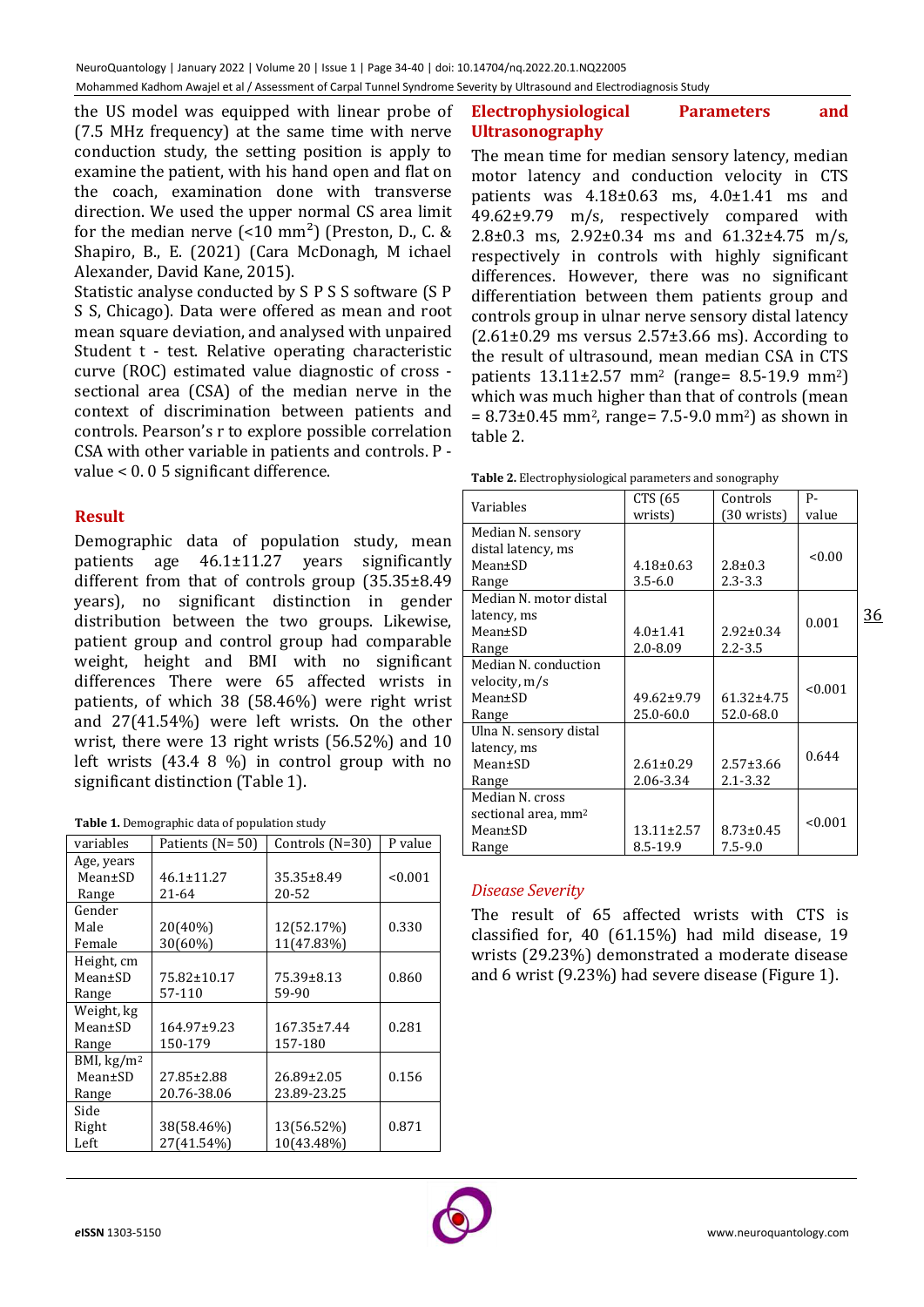the US model was equipped with linear probe of (7.5 MHz frequency) at the same time with nerve conduction study, the setting position is apply to examine the patient, with his hand open and flat on the coach, examination done with transverse direction. We used the upper normal CS area limit for the median nerve (<10 mm$^2$) (Preston, D., C. & Shapiro, B., E. (2021) (Cara McDonagh, M ichael Alexander, David Kane, 2015).

Statistic analyse conducted by S P S S software (S P S S, Chicago). Data were offered as mean and root mean square deviation, and analysed with unpaired Student t - test. Relative operating characteristic curve (ROC) estimated value diagnostic of cross - sectional area (CSA) of the median nerve in the context of discrimination between patients and controls. Pearson's r to explore possible correlation CSA with other variable in patients and controls. P - value < 0. 0 5 significant difference.

## Result

Demographic data of population study, mean patients age 46.1±11.27 years significantly different from that of controls group (35.35±8.49 years), no significant distinction in gender distribution between the two groups. Likewise, patient group and control group had comparable weight, height and BMI with no significant differences There were 65 affected wrists in patients, of which 38 (58.46%) were right wrist and 27(41.54%) were left wrists. On the other wrist, there were 13 right wrists (56.52%) and 10 left wrists (43.4 8 %) in control group with no significant distinction (Table 1).

**Table 1.** Demographic data of population study

| variables | Patients (N= 50) | Controls (N=30) | P value |
|---|---|---|---|
| Age, years<br>Mean±SD<br>Range | 46.1±11.27<br>21-64 | 35.35±8.49<br>20-52 | <0.001 |
| Gender<br>Male<br>Female | 20(40%)<br>30(60%) | 12(52.17%)<br>11(47.83%) | 0.330 |
| Height, cm<br>Mean±SD<br>Range | 75.82±10.17<br>57-110 | 75.39±8.13<br>59-90 | 0.860 |
| Weight, kg<br>Mean±SD<br>Range | 164.97±9.23<br>150-179 | 167.35±7.44<br>157-180 | 0.281 |
| BMI, kg/m$^2$<br>Mean±SD<br>Range | 27.85±2.88<br>20.76-38.06 | 26.89±2.05<br>23.89-23.25 | 0.156 |
| Side<br>Right<br>Left | 38(58.46%)<br>27(41.54%) | 13(56.52%)<br>10(43.48%) | 0.871 |

## Electrophysiological Parameters and Ultrasonography

The mean time for median sensory latency, median motor latency and conduction velocity in CTS patients was 4.18±0.63 ms, 4.0±1.41 ms and 49.62±9.79 m/s, respectively compared with 2.8±0.3 ms, 2.92±0.34 ms and 61.32±4.75 m/s, respectively in controls with highly significant differences. However, there was no significant differentiation between them patients group and controls group in ulnar nerve sensory distal latency (2.61±0.29 ms versus 2.57±3.66 ms). According to the result of ultrasound, mean median CSA in CTS patients 13.11±2.57 mm$^2$ (range= 8.5-19.9 mm$^2$) which was much higher than that of controls (mean = 8.73±0.45 mm$^2$, range= 7.5-9.0 mm$^2$) as shown in table 2.

**Table 2.** Electrophysiological parameters and sonography

| Variables | CTS (65 wrists) | Controls (30 wrists) | P-value |
|---|---|---|---|
| Median N. sensory distal latency, ms<br>Mean±SD<br>Range | 4.18±0.63<br>3.5-6.0 | 2.8±0.3<br>2.3-3.3 | <0.00 |
| Median N. motor distal latency, ms<br>Mean±SD<br>Range | 4.0±1.41<br>2.0-8.09 | 2.92±0.34<br>2.2-3.5 | 0.001 |
| Median N. conduction velocity, m/s<br>Mean±SD<br>Range | 49.62±9.79<br>25.0-60.0 | 61.32±4.75<br>52.0-68.0 | <0.001 |
| Ulna N. sensory distal latency, ms<br>Mean±SD<br>Range | 2.61±0.29<br>2.06-3.34 | 2.57±3.66<br>2.1-3.32 | 0.644 |
| Median N. cross sectional area, mm$^2$<br>Mean±SD<br>Range | 13.11±2.57<br>8.5-19.9 | 8.73±0.45<br>7.5-9.0 | <0.001 |

### *Disease Severity*

The result of 65 affected wrists with CTS is classified for, 40 (61.15%) had mild disease, 19 wrists (29.23%) demonstrated a moderate disease and 6 wrist (9.23%) had severe disease (Figure 1).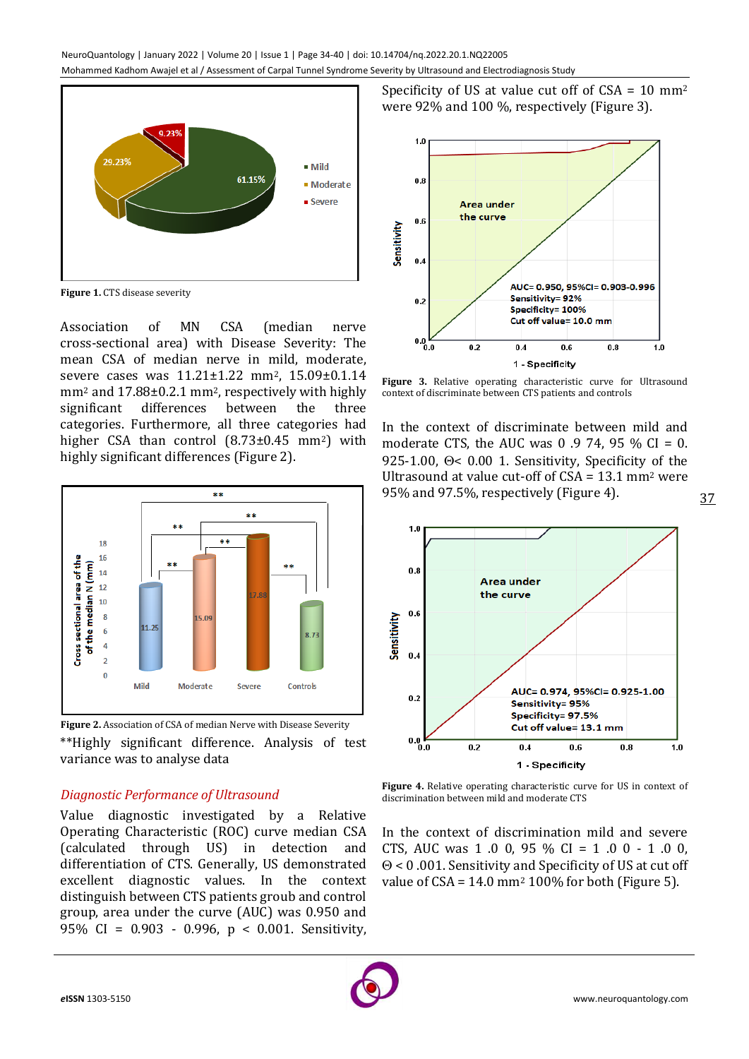Figure 1. CTS disease severity

Association of MN CSA (median nerve cross-sectional area) with Disease Severity: The mean CSA of median nerve in mild, moderate, severe cases was 11.21±1.22 mm², 15.09±0.1.14 mm² and 17.88±0.2.1 mm², respectively with highly significant differences between the three categories. Furthermore, all three categories had higher CSA than control (8.73±0.45 mm²) with highly significant differences (Figure 2).

Figure 2. Association of CSA of median Nerve with Disease Severity

**Highly significant difference. Analysis of test variance was to analyse data

### *Diagnostic Performance of Ultrasound*

Value diagnostic investigated by a Relative Operating Characteristic (ROC) curve median CSA (calculated through US) in detection and differentiation of CTS. Generally, US demonstrated excellent diagnostic values. In the context distinguish between CTS patients groub and control group, area under the curve (AUC) was 0.950 and 95% CI = 0.903 - 0.996, p < 0.001. Sensitivity, Specificity of US at value cut off of CSA = 10 mm² were 92% and 100 %, respectively (Figure 3).

Figure 3. Relative operating characteristic curve for Ultrasound context of discriminate between CTS patients and controls

In the context of discriminate between mild and moderate CTS, the AUC was 0 .9 74, 95 % CI = 0. 925-1.00, Θ< 0.00 1. Sensitivity, Specificity of the Ultrasound at value cut-off of CSA = 13.1 mm² were 95% and 97.5%, respectively (Figure 4).

Figure 4. Relative operating characteristic curve for US in context of discrimination between mild and moderate CTS

In the context of discrimination mild and severe CTS, AUC was 1 .0 0, 95 % CI = 1 .0 0 - 1 .0 0, Θ < 0 .001. Sensitivity and Specificity of US at cut off value of CSA = 14.0 mm² 100% for both (Figure 5).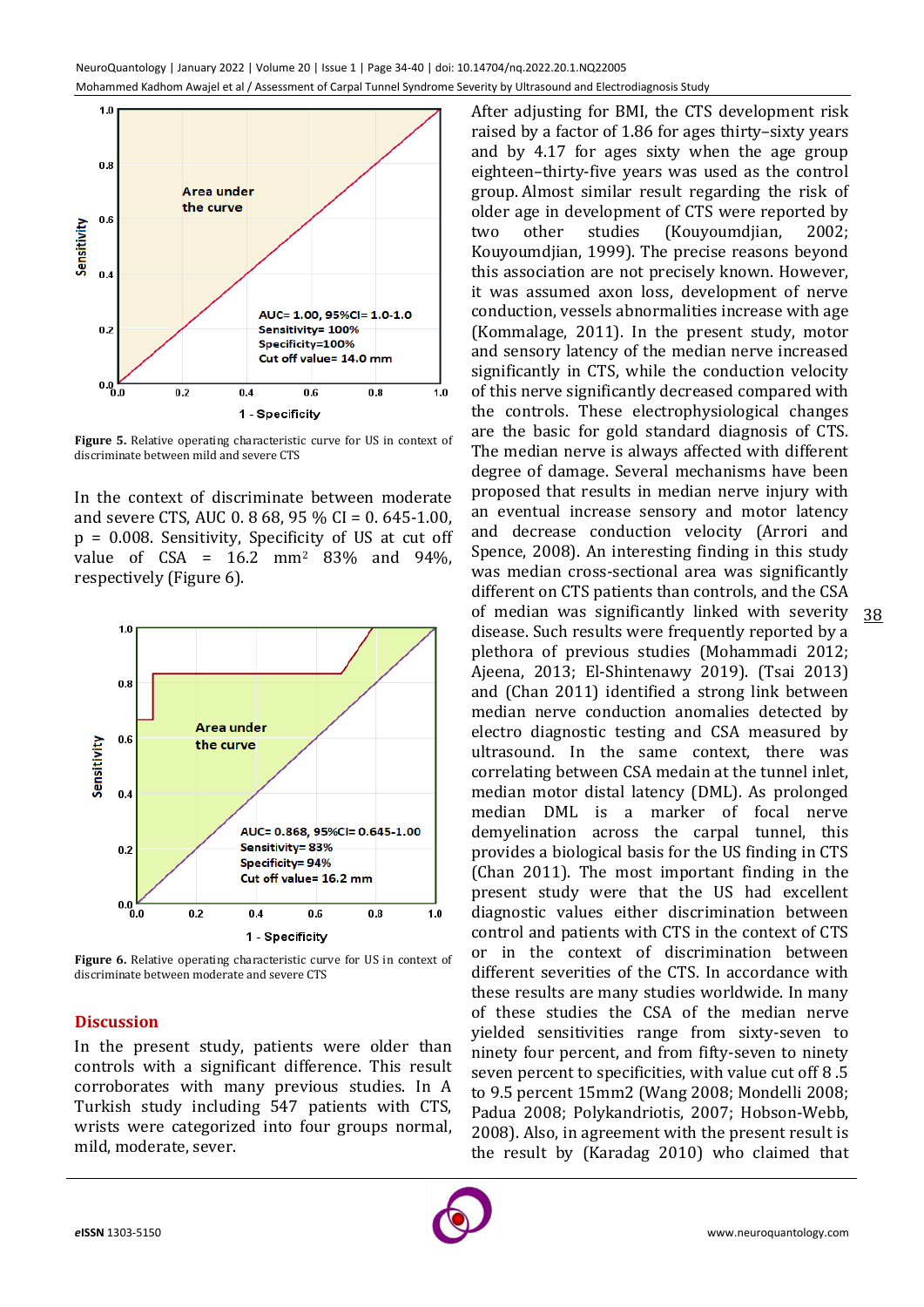Figure 5. Relative operating characteristic curve for US in context of discriminate between mild and severe CTS

In the context of discriminate between moderate and severe CTS, AUC 0. 8 68, 95 % CI = 0. 645-1.00, p = 0.008. Sensitivity, Specificity of US at cut off value of CSA = 16.2 mm² 83% and 94%, respectively (Figure 6).

Figure 6. Relative operating characteristic curve for US in context of discriminate between moderate and severe CTS

## Discussion

In the present study, patients were older than controls with a significant difference. This result corroborates with many previous studies. In A Turkish study including 547 patients with CTS, wrists were categorized into four groups normal, mild, moderate, sever. After adjusting for BMI, the CTS development risk raised by a factor of 1.86 for ages thirty–sixty years and by 4.17 for ages sixty when the age group eighteen–thirty-five years was used as the control group. Almost similar result regarding the risk of older age in development of CTS were reported by two other studies (Kouyoumdjian, 2002; Kouyoumdjian, 1999). The precise reasons beyond this association are not precisely known. However, it was assumed axon loss, development of nerve conduction, vessels abnormalities increase with age (Kommalage, 2011). In the present study, motor and sensory latency of the median nerve increased significantly in CTS, while the conduction velocity of this nerve significantly decreased compared with the controls. These electrophysiological changes are the basic for gold standard diagnosis of CTS. The median nerve is always affected with different degree of damage. Several mechanisms have been proposed that results in median nerve injury with an eventual increase sensory and motor latency and decrease conduction velocity (Arrori and Spence, 2008). An interesting finding in this study was median cross-sectional area was significantly different on CTS patients than controls, and the CSA of median was significantly linked with severity disease. Such results were frequently reported by a plethora of previous studies (Mohammadi 2012; Ajeena, 2013; El-Shintenawy 2019). (Tsai 2013) and (Chan 2011) identified a strong link between median nerve conduction anomalies detected by electro diagnostic testing and CSA measured by ultrasound. In the same context, there was correlating between CSA medain at the tunnel inlet, median motor distal latency (DML). As prolonged median DML is a marker of focal nerve demyelination across the carpal tunnel, this provides a biological basis for the US finding in CTS (Chan 2011). The most important finding in the present study were that the US had excellent diagnostic values either discrimination between control and patients with CTS in the context of CTS or in the context of discrimination between different severities of the CTS. In accordance with these results are many studies worldwide. In many of these studies the CSA of the median nerve yielded sensitivities range from sixty-seven to ninety four percent, and from fifty-seven to ninety seven percent to specificities, with value cut off 8 .5 to 9.5 percent 15mm2 (Wang 2008; Mondelli 2008; Padua 2008; Polykandriotis, 2007; Hobson-Webb, 2008). Also, in agreement with the present result is the result by (Karadag 2010) who claimed that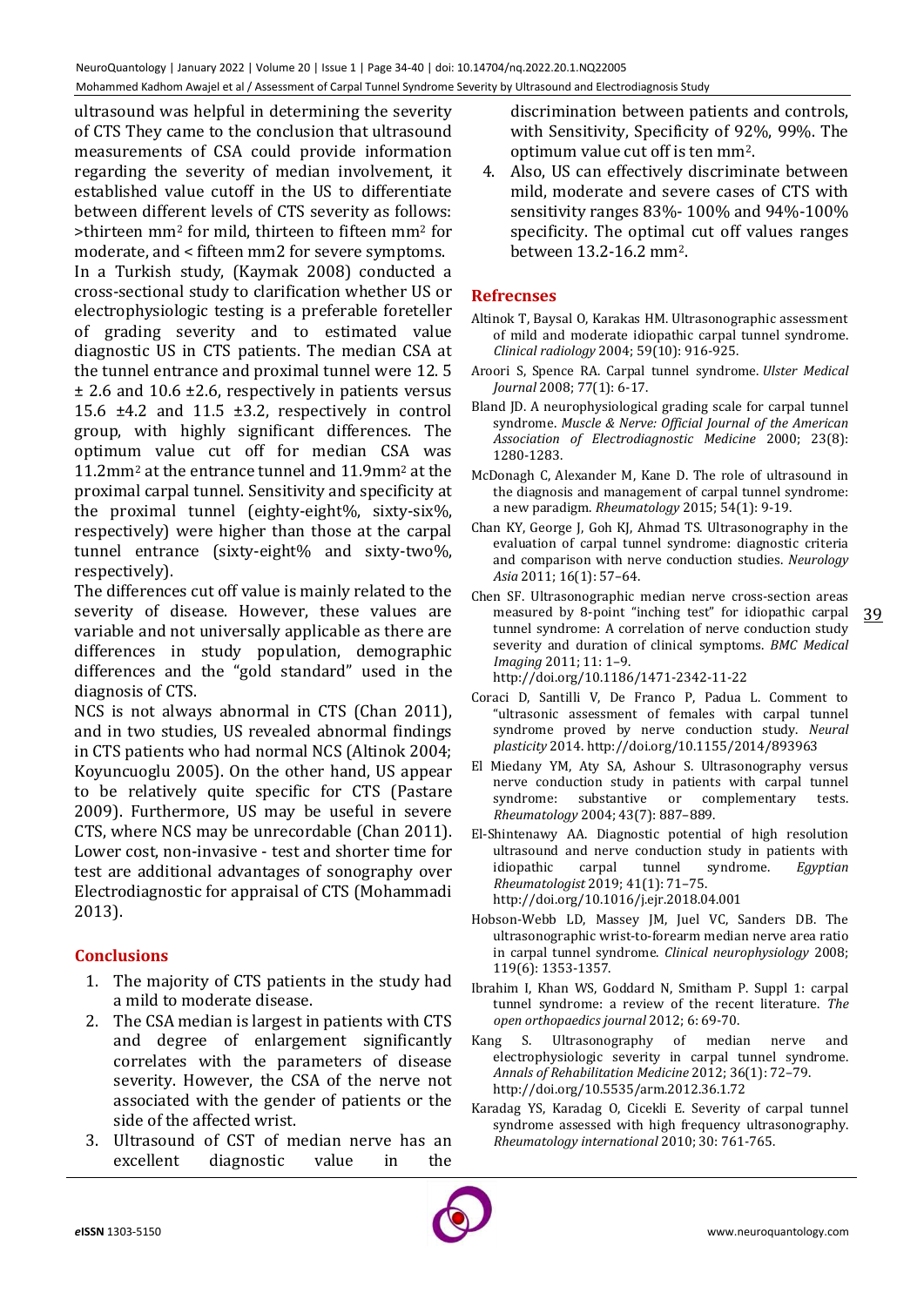ultrasound was helpful in determining the severity of CTS They came to the conclusion that ultrasound measurements of CSA could provide information regarding the severity of median involvement, it established value cutoff in the US to differentiate between different levels of CTS severity as follows: >thirteen mm$^2$ for mild, thirteen to fifteen mm$^2$ for moderate, and < fifteen mm2 for severe symptoms.

In a Turkish study, (Kaymak 2008) conducted a cross-sectional study to clarification whether US or electrophysiologic testing is a preferable foreteller of grading severity and to estimated value diagnostic US in CTS patients. The median CSA at the tunnel entrance and proximal tunnel were 12. 5 ± 2.6 and 10.6 ±2.6, respectively in patients versus 15.6 ±4.2 and 11.5 ±3.2, respectively in control group, with highly significant differences. The optimum value cut off for median CSA was 11.2mm$^2$ at the entrance tunnel and 11.9mm$^2$ at the proximal carpal tunnel. Sensitivity and specificity at the proximal tunnel (eighty-eight%, sixty-six%, respectively) were higher than those at the carpal tunnel entrance (sixty-eight% and sixty-two%, respectively).

The differences cut off value is mainly related to the severity of disease. However, these values are variable and not universally applicable as there are differences in study population, demographic differences and the "gold standard" used in the diagnosis of CTS.

NCS is not always abnormal in CTS (Chan 2011), and in two studies, US revealed abnormal findings in CTS patients who had normal NCS (Altinok 2004; Koyuncuoglu 2005). On the other hand, US appear to be relatively quite specific for CTS (Pastare 2009). Furthermore, US may be useful in severe CTS, where NCS may be unrecordable (Chan 2011). Lower cost, non-invasive - test and shorter time for test are additional advantages of sonography over Electrodiagnostic for appraisal of CTS (Mohammadi 2013).

## Conclusions

1. The majority of CTS patients in the study had a mild to moderate disease.
2. The CSA median is largest in patients with CTS and degree of enlargement significantly correlates with the parameters of disease severity. However, the CSA of the nerve not associated with the gender of patients or the side of the affected wrist.
3. Ultrasound of CST of median nerve has an excellent diagnostic value in the discrimination between patients and controls, with Sensitivity, Specificity of 92%, 99%. The optimum value cut off is ten mm$^2$.
4. Also, US can effectively discriminate between mild, moderate and severe cases of CTS with sensitivity ranges 83%- 100% and 94%-100% specificity. The optimal cut off values ranges between 13.2-16.2 mm$^2$.

## Refrecnses

Altinok T, Baysal O, Karakas HM. Ultrasonographic assessment of mild and moderate idiopathic carpal tunnel syndrome. *Clinical radiology* 2004; 59(10): 916-925.

Aroori S, Spence RA. Carpal tunnel syndrome. *Ulster Medical Journal* 2008; 77(1): 6-17.

Bland JD. A neurophysiological grading scale for carpal tunnel syndrome. *Muscle & Nerve: Official Journal of the American Association of Electrodiagnostic Medicine* 2000; 23(8): 1280-1283.

McDonagh C, Alexander M, Kane D. The role of ultrasound in the diagnosis and management of carpal tunnel syndrome: a new paradigm. *Rheumatology* 2015; 54(1): 9-19.

Chan KY, George J, Goh KJ, Ahmad TS. Ultrasonography in the evaluation of carpal tunnel syndrome: diagnostic criteria and comparison with nerve conduction studies. *Neurology Asia* 2011; 16(1): 57–64.

Chen SF. Ultrasonographic median nerve cross-section areas measured by 8-point "inching test" for idiopathic carpal tunnel syndrome: A correlation of nerve conduction study severity and duration of clinical symptoms. *BMC Medical Imaging* 2011; 11: 1–9. http://doi.org/10.1186/1471-2342-11-22

Coraci D, Santilli V, De Franco P, Padua L. Comment to "ultrasonic assessment of females with carpal tunnel syndrome proved by nerve conduction study. *Neural plasticity* 2014. http://doi.org/10.1155/2014/893963

El Miedany YM, Aty SA, Ashour S. Ultrasonography versus nerve conduction study in patients with carpal tunnel syndrome: substantive or complementary tests. *Rheumatology* 2004; 43(7): 887–889.

El-Shintenawy AA. Diagnostic potential of high resolution ultrasound and nerve conduction study in patients with idiopathic carpal tunnel syndrome. *Egyptian Rheumatologist* 2019; 41(1): 71–75. http://doi.org/10.1016/j.ejr.2018.04.001

Hobson-Webb LD, Massey JM, Juel VC, Sanders DB. The ultrasonographic wrist-to-forearm median nerve area ratio in carpal tunnel syndrome. *Clinical neurophysiology* 2008; 119(6): 1353-1357.

Ibrahim I, Khan WS, Goddard N, Smitham P. Suppl 1: carpal tunnel syndrome: a review of the recent literature. *The open orthopaedics journal* 2012; 6: 69-70.

Kang S. Ultrasonography of median nerve and electrophysiologic severity in carpal tunnel syndrome. *Annals of Rehabilitation Medicine* 2012; 36(1): 72–79. http://doi.org/10.5535/arm.2012.36.1.72

Karadag YS, Karadag O, Cicekli E. Severity of carpal tunnel syndrome assessed with high frequency ultrasonography. *Rheumatology international* 2010; 30: 761-765.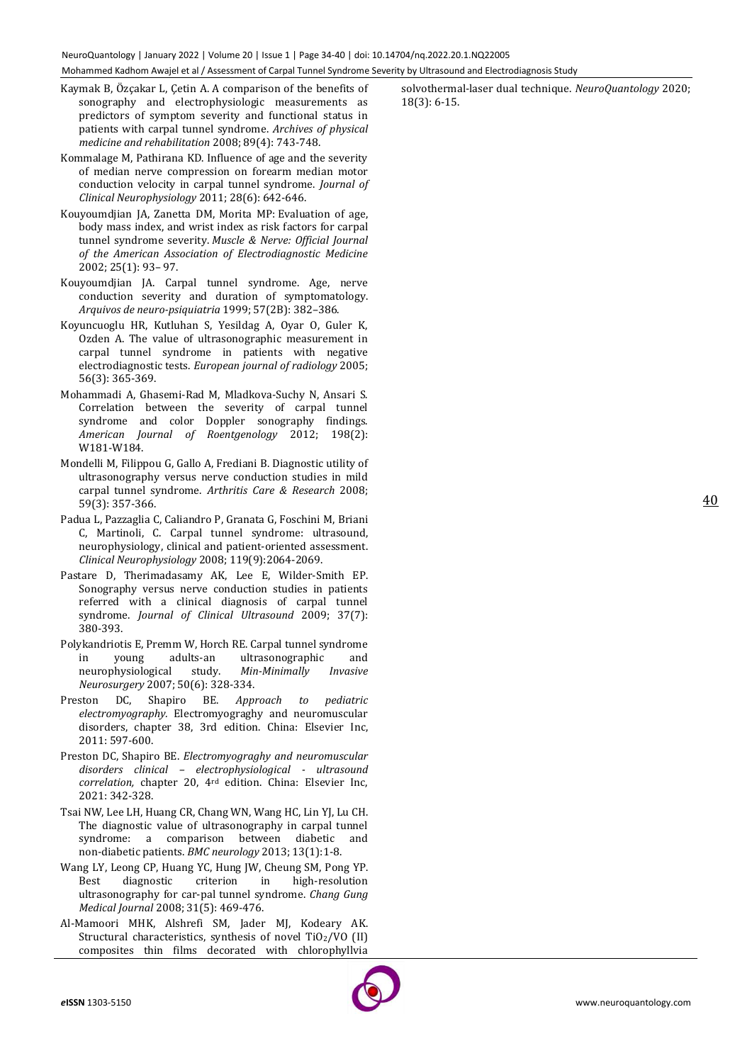Kaymak B, Özçakar L, Çetin A. A comparison of the benefits of sonography and electrophysiologic measurements as predictors of symptom severity and functional status in patients with carpal tunnel syndrome. *Archives of physical medicine and rehabilitation* 2008; 89(4): 743-748.

Kommalage M, Pathirana KD. Influence of age and the severity of median nerve compression on forearm median motor conduction velocity in carpal tunnel syndrome. *Journal of Clinical Neurophysiology* 2011; 28(6): 642-646.

Kouyoumdjian JA, Zanetta DM, Morita MP: Evaluation of age, body mass index, and wrist index as risk factors for carpal tunnel syndrome severity. *Muscle & Nerve: Official Journal of the American Association of Electrodiagnostic Medicine* 2002; 25(1): 93– 97.

Kouyoumdjian JA. Carpal tunnel syndrome. Age, nerve conduction severity and duration of symptomatology. *Arquivos de neuro-psiquiatria* 1999; 57(2B): 382–386.

Koyuncuoglu HR, Kutluhan S, Yesildag A, Oyar O, Guler K, Ozden A. The value of ultrasonographic measurement in carpal tunnel syndrome in patients with negative electrodiagnostic tests. *European journal of radiology* 2005; 56(3): 365-369.

Mohammadi A, Ghasemi-Rad M, Mladkova-Suchy N, Ansari S. Correlation between the severity of carpal tunnel syndrome and color Doppler sonography findings. *American Journal of Roentgenology* 2012; 198(2): W181-W184.

Mondelli M, Filippou G, Gallo A, Frediani B. Diagnostic utility of ultrasonography versus nerve conduction studies in mild carpal tunnel syndrome. *Arthritis Care & Research* 2008; 59(3): 357-366.

Padua L, Pazzaglia C, Caliandro P, Granata G, Foschini M, Briani C, Martinoli, C. Carpal tunnel syndrome: ultrasound, neurophysiology, clinical and patient-oriented assessment. *Clinical Neurophysiology* 2008; 119(9):2064-2069.

Pastare D, Therimadasamy AK, Lee E, Wilder-Smith EP. Sonography versus nerve conduction studies in patients referred with a clinical diagnosis of carpal tunnel syndrome. *Journal of Clinical Ultrasound* 2009; 37(7): 380-393.

Polykandriotis E, Premm W, Horch RE. Carpal tunnel syndrome in young adults-an ultrasonographic and neurophysiological study. *Min-Minimally Invasive Neurosurgery* 2007; 50(6): 328-334.

Preston DC, Shapiro BE. *Approach to pediatric electromyography*. Electromyograghy and neuromuscular disorders, chapter 38, 3rd edition. China: Elsevier Inc, 2011: 597-600.

Preston DC, Shapiro BE. *Electromyograghy and neuromuscular disorders clinical – electrophysiological - ultrasound correlation,* chapter 20, 4rd edition. China: Elsevier Inc, 2021: 342-328.

Tsai NW, Lee LH, Huang CR, Chang WN, Wang HC, Lin YJ, Lu CH. The diagnostic value of ultrasonography in carpal tunnel syndrome: a comparison between diabetic and non-diabetic patients. *BMC neurology* 2013; 13(1):1-8.

Wang LY, Leong CP, Huang YC, Hung JW, Cheung SM, Pong YP. Best diagnostic criterion in high-resolution ultrasonography for car-pal tunnel syndrome. *Chang Gung Medical Journal* 2008; 31(5): 469-476.

Al-Mamoori MHK, Alshrefi SM, Jader MJ, Kodeary AK. Structural characteristics, synthesis of novel $TiO_2$/VO (II) composites thin films decorated with chlorophyllvia solvothermal-laser dual technique. *NeuroQuantology* 2020; 18(3): 6-15.